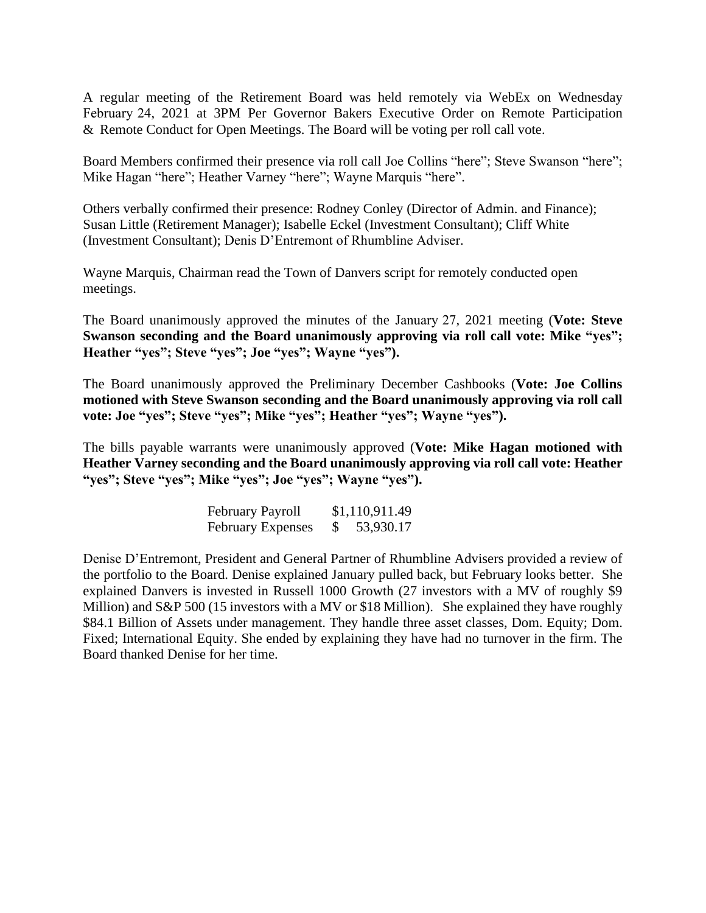A regular meeting of the Retirement Board was held remotely via WebEx on Wednesday February 24, 2021 at 3PM Per Governor Bakers Executive Order on Remote Participation & Remote Conduct for Open Meetings. The Board will be voting per roll call vote.

Board Members confirmed their presence via roll call Joe Collins "here"; Steve Swanson "here"; Mike Hagan "here"; Heather Varney "here"; Wayne Marquis "here".

Others verbally confirmed their presence: Rodney Conley (Director of Admin. and Finance); Susan Little (Retirement Manager); Isabelle Eckel (Investment Consultant); Cliff White (Investment Consultant); Denis D'Entremont of Rhumbline Adviser.

Wayne Marquis, Chairman read the Town of Danvers script for remotely conducted open meetings.

The Board unanimously approved the minutes of the January 27, 2021 meeting (**Vote: Steve Swanson seconding and the Board unanimously approving via roll call vote: Mike "yes"; Heather "yes"; Steve "yes"; Joe "yes"; Wayne "yes").**

The Board unanimously approved the Preliminary December Cashbooks (**Vote: Joe Collins motioned with Steve Swanson seconding and the Board unanimously approving via roll call vote: Joe "yes"; Steve "yes"; Mike "yes"; Heather "yes"; Wayne "yes").**

The bills payable warrants were unanimously approved (**Vote: Mike Hagan motioned with Heather Varney seconding and the Board unanimously approving via roll call vote: Heather "yes"; Steve "yes"; Mike "yes"; Joe "yes"; Wayne "yes").**

| | |
|---|---|
| February Payroll | $1,110,911.49 |
| February Expenses | $ 53,930.17 |

Denise D'Entremont, President and General Partner of Rhumbline Advisers provided a review of the portfolio to the Board. Denise explained January pulled back, but February looks better. She explained Danvers is invested in Russell 1000 Growth (27 investors with a MV of roughly $9 Million) and S&P 500 (15 investors with a MV or $18 Million). She explained they have roughly $84.1 Billion of Assets under management. They handle three asset classes, Dom. Equity; Dom. Fixed; International Equity. She ended by explaining they have had no turnover in the firm. The Board thanked Denise for her time.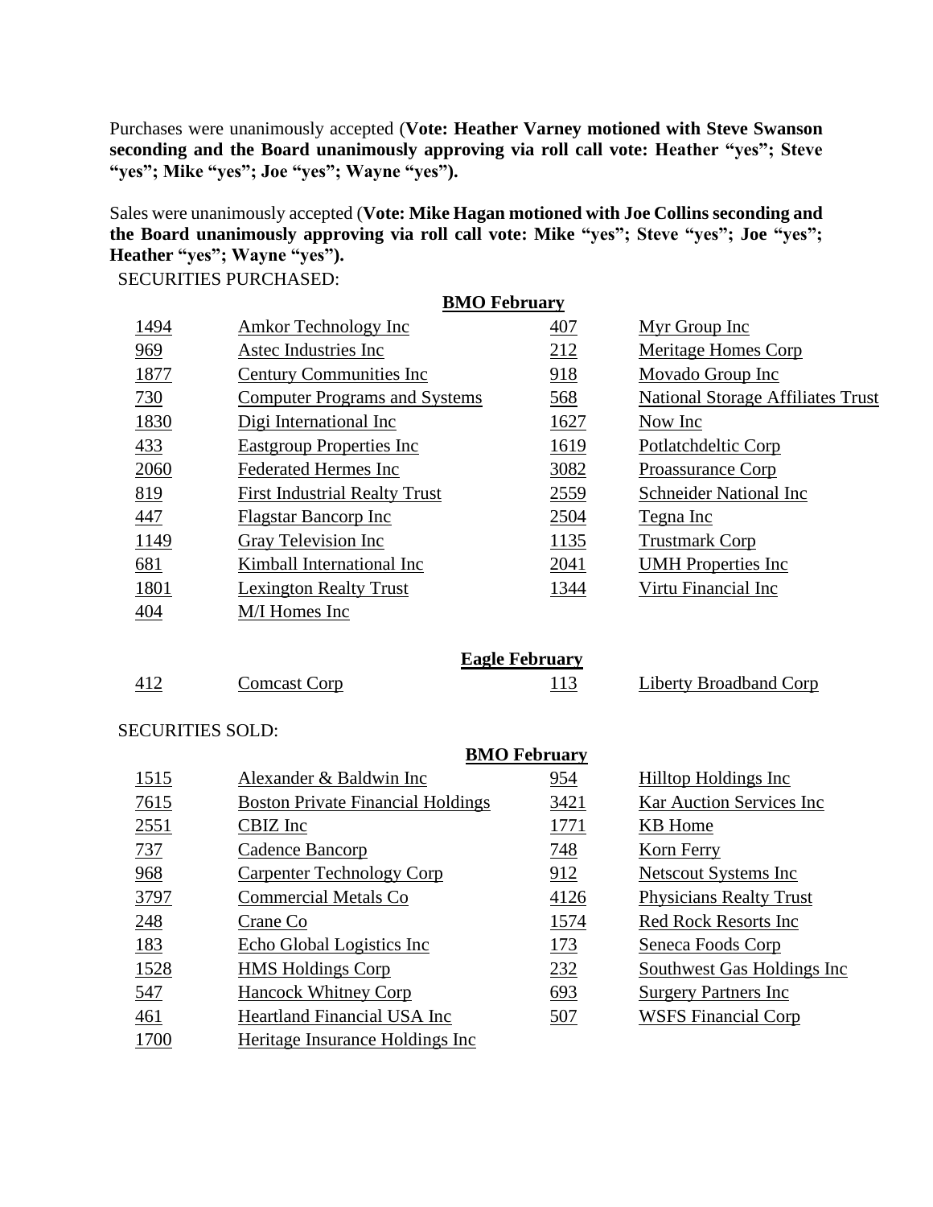Purchases were unanimously accepted (**Vote: Heather Varney motioned with Steve Swanson seconding and the Board unanimously approving via roll call vote: Heather "yes"; Steve "yes"; Mike "yes"; Joe "yes"; Wayne "yes").**

Sales were unanimously accepted (**Vote: Mike Hagan motioned with Joe Collins seconding and the Board unanimously approving via roll call vote: Mike "yes"; Steve "yes"; Joe "yes"; Heather "yes"; Wayne "yes").**

SECURITIES PURCHASED:

**BMO February**

| | | | |
|---|---|---|---|
| 1494 | Amkor Technology Inc | 407 | Myr Group Inc |
| 969 | Astec Industries Inc | 212 | Meritage Homes Corp |
| 1877 | Century Communities Inc | 918 | Movado Group Inc |
| 730 | Computer Programs and Systems | 568 | National Storage Affiliates Trust |
| 1830 | Digi International Inc | 1627 | Now Inc |
| 433 | Eastgroup Properties Inc | 1619 | Potlatchdeltic Corp |
| 2060 | Federated Hermes Inc | 3082 | Proassurance Corp |
| 819 | First Industrial Realty Trust | 2559 | Schneider National Inc |
| 447 | Flagstar Bancorp Inc | 2504 | Tegna Inc |
| 1149 | Gray Television Inc | 1135 | Trustmark Corp |
| 681 | Kimball International Inc | 2041 | UMH Properties Inc |
| 1801 | Lexington Realty Trust | 1344 | Virtu Financial Inc |
| 404 | M/I Homes Inc | | |

**Eagle February**

| | | | |
|---|---|---|---|
| 412 | Comcast Corp | 113 | Liberty Broadband Corp |

SECURITIES SOLD:

**BMO February**

| | | | |
|---|---|---|---|
| 1515 | Alexander & Baldwin Inc | 954 | Hilltop Holdings Inc |
| 7615 | Boston Private Financial Holdings | 3421 | Kar Auction Services Inc |
| 2551 | CBIZ Inc | 1771 | KB Home |
| 737 | Cadence Bancorp | 748 | Korn Ferry |
| 968 | Carpenter Technology Corp | 912 | Netscout Systems Inc |
| 3797 | Commercial Metals Co | 4126 | Physicians Realty Trust |
| 248 | Crane Co | 1574 | Red Rock Resorts Inc |
| 183 | Echo Global Logistics Inc | 173 | Seneca Foods Corp |
| 1528 | HMS Holdings Corp | 232 | Southwest Gas Holdings Inc |
| 547 | Hancock Whitney Corp | 693 | Surgery Partners Inc |
| 461 | Heartland Financial USA Inc | 507 | WSFS Financial Corp |
| 1700 | Heritage Insurance Holdings Inc | | |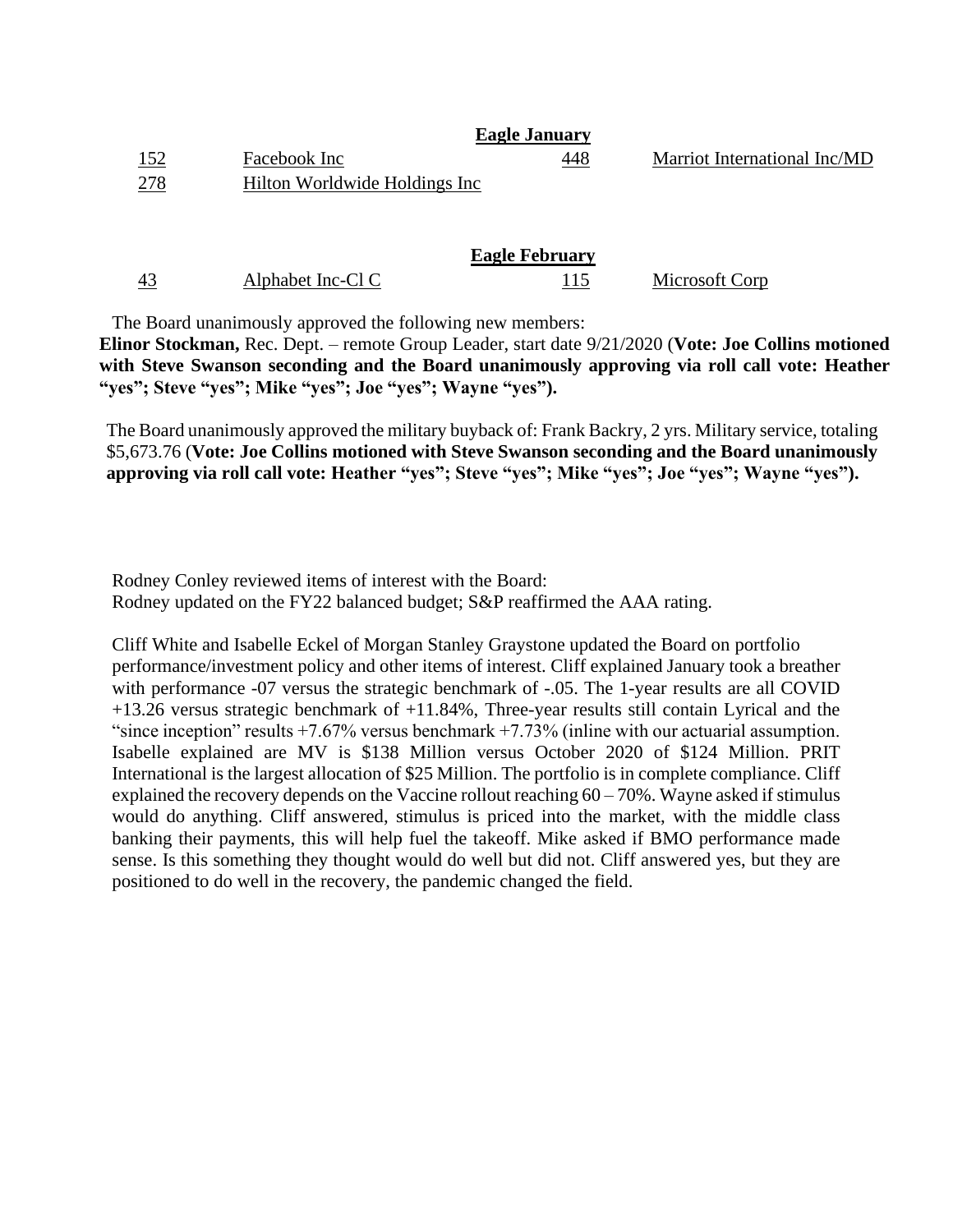**Eagle January**

| | | | |
|---|---|---|---|
| 152 | Facebook Inc | 448 | Marriot International Inc/MD |
| 278 | Hilton Worldwide Holdings Inc | | |

**Eagle February**

| | | | |
|---|---|---|---|
| 43 | Alphabet Inc-Cl C | 115 | Microsoft Corp |

The Board unanimously approved the following new members:
**Elinor Stockman,** Rec. Dept. – remote Group Leader, start date 9/21/2020 (**Vote: Joe Collins motioned with Steve Swanson seconding and the Board unanimously approving via roll call vote: Heather "yes"; Steve "yes"; Mike "yes"; Joe "yes"; Wayne "yes").**

The Board unanimously approved the military buyback of: Frank Backry, 2 yrs. Military service, totaling $5,673.76 (**Vote: Joe Collins motioned with Steve Swanson seconding and the Board unanimously approving via roll call vote: Heather "yes"; Steve "yes"; Mike "yes"; Joe "yes"; Wayne "yes").**

Rodney Conley reviewed items of interest with the Board:
Rodney updated on the FY22 balanced budget; S&P reaffirmed the AAA rating.

Cliff White and Isabelle Eckel of Morgan Stanley Graystone updated the Board on portfolio performance/investment policy and other items of interest. Cliff explained January took a breather with performance -07 versus the strategic benchmark of -.05. The 1-year results are all COVID +13.26 versus strategic benchmark of +11.84%, Three-year results still contain Lyrical and the "since inception" results +7.67% versus benchmark +7.73% (inline with our actuarial assumption. Isabelle explained are MV is $138 Million versus October 2020 of $124 Million. PRIT International is the largest allocation of $25 Million. The portfolio is in complete compliance. Cliff explained the recovery depends on the Vaccine rollout reaching 60 – 70%. Wayne asked if stimulus would do anything. Cliff answered, stimulus is priced into the market, with the middle class banking their payments, this will help fuel the takeoff. Mike asked if BMO performance made sense. Is this something they thought would do well but did not. Cliff answered yes, but they are positioned to do well in the recovery, the pandemic changed the field.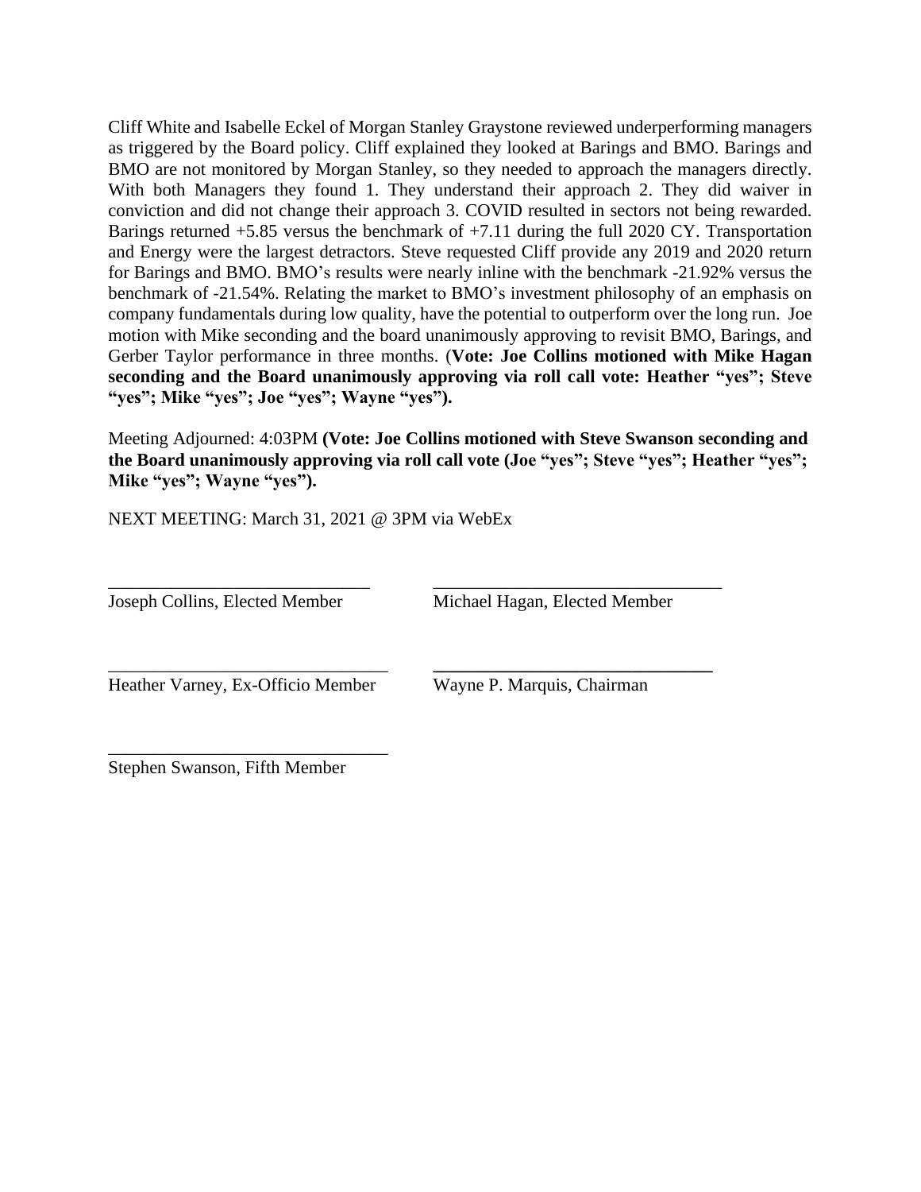Cliff White and Isabelle Eckel of Morgan Stanley Graystone reviewed underperforming managers as triggered by the Board policy. Cliff explained they looked at Barings and BMO. Barings and BMO are not monitored by Morgan Stanley, so they needed to approach the managers directly. With both Managers they found 1. They understand their approach 2. They did waiver in conviction and did not change their approach 3. COVID resulted in sectors not being rewarded. Barings returned +5.85 versus the benchmark of +7.11 during the full 2020 CY. Transportation and Energy were the largest detractors. Steve requested Cliff provide any 2019 and 2020 return for Barings and BMO. BMO's results were nearly inline with the benchmark -21.92% versus the benchmark of -21.54%. Relating the market to BMO's investment philosophy of an emphasis on company fundamentals during low quality, have the potential to outperform over the long run. Joe motion with Mike seconding and the board unanimously approving to revisit BMO, Barings, and Gerber Taylor performance in three months. (**Vote: Joe Collins motioned with Mike Hagan seconding and the Board unanimously approving via roll call vote: Heather "yes"; Steve "yes"; Mike "yes"; Joe "yes"; Wayne "yes").**

Meeting Adjourned: 4:03PM **(Vote: Joe Collins motioned with Steve Swanson seconding and the Board unanimously approving via roll call vote (Joe "yes"; Steve "yes"; Heather "yes"; Mike "yes"; Wayne "yes").**

NEXT MEETING: March 31, 2021 @ 3PM via WebEx

______________________________
Joseph Collins, Elected Member

______________________________
Michael Hagan, Elected Member

______________________________
Heather Varney, Ex-Officio Member

______________________________
Wayne P. Marquis, Chairman

______________________________
Stephen Swanson, Fifth Member